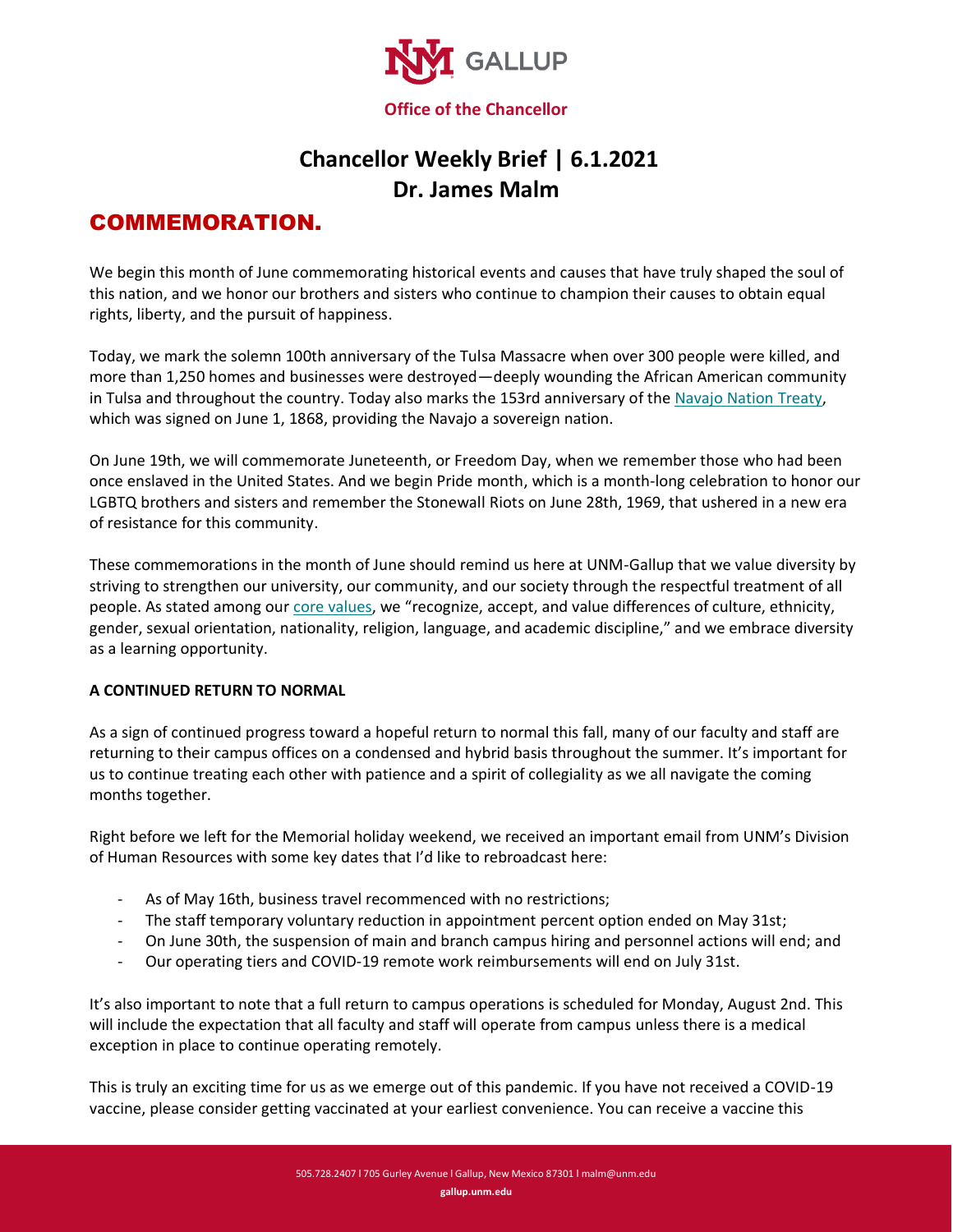Office of the Chancellor

# Chancellor Weekly Brief | 6.1.2021
# Dr. James Malm

## COMMEMORATION.

We begin this month of June commemorating historical events and causes that have truly shaped the soul of this nation, and we honor our brothers and sisters who continue to champion their causes to obtain equal rights, liberty, and the pursuit of happiness.

Today, we mark the solemn 100th anniversary of the Tulsa Massacre when over 300 people were killed, and more than 1,250 homes and businesses were destroyed—deeply wounding the African American community in Tulsa and throughout the country. Today also marks the 153rd anniversary of the Navajo Nation Treaty, which was signed on June 1, 1868, providing the Navajo a sovereign nation.

On June 19th, we will commemorate Juneteenth, or Freedom Day, when we remember those who had been once enslaved in the United States. And we begin Pride month, which is a month-long celebration to honor our LGBTQ brothers and sisters and remember the Stonewall Riots on June 28th, 1969, that ushered in a new era of resistance for this community.

These commemorations in the month of June should remind us here at UNM-Gallup that we value diversity by striving to strengthen our university, our community, and our society through the respectful treatment of all people. As stated among our core values, we "recognize, accept, and value differences of culture, ethnicity, gender, sexual orientation, nationality, religion, language, and academic discipline," and we embrace diversity as a learning opportunity.

**A CONTINUED RETURN TO NORMAL**

As a sign of continued progress toward a hopeful return to normal this fall, many of our faculty and staff are returning to their campus offices on a condensed and hybrid basis throughout the summer. It's important for us to continue treating each other with patience and a spirit of collegiality as we all navigate the coming months together.

Right before we left for the Memorial holiday weekend, we received an important email from UNM's Division of Human Resources with some key dates that I'd like to rebroadcast here:

- As of May 16th, business travel recommenced with no restrictions;
- The staff temporary voluntary reduction in appointment percent option ended on May 31st;
- On June 30th, the suspension of main and branch campus hiring and personnel actions will end; and
- Our operating tiers and COVID-19 remote work reimbursements will end on July 31st.

It's also important to note that a full return to campus operations is scheduled for Monday, August 2nd. This will include the expectation that all faculty and staff will operate from campus unless there is a medical exception in place to continue operating remotely.

This is truly an exciting time for us as we emerge out of this pandemic. If you have not received a COVID-19 vaccine, please consider getting vaccinated at your earliest convenience. You can receive a vaccine this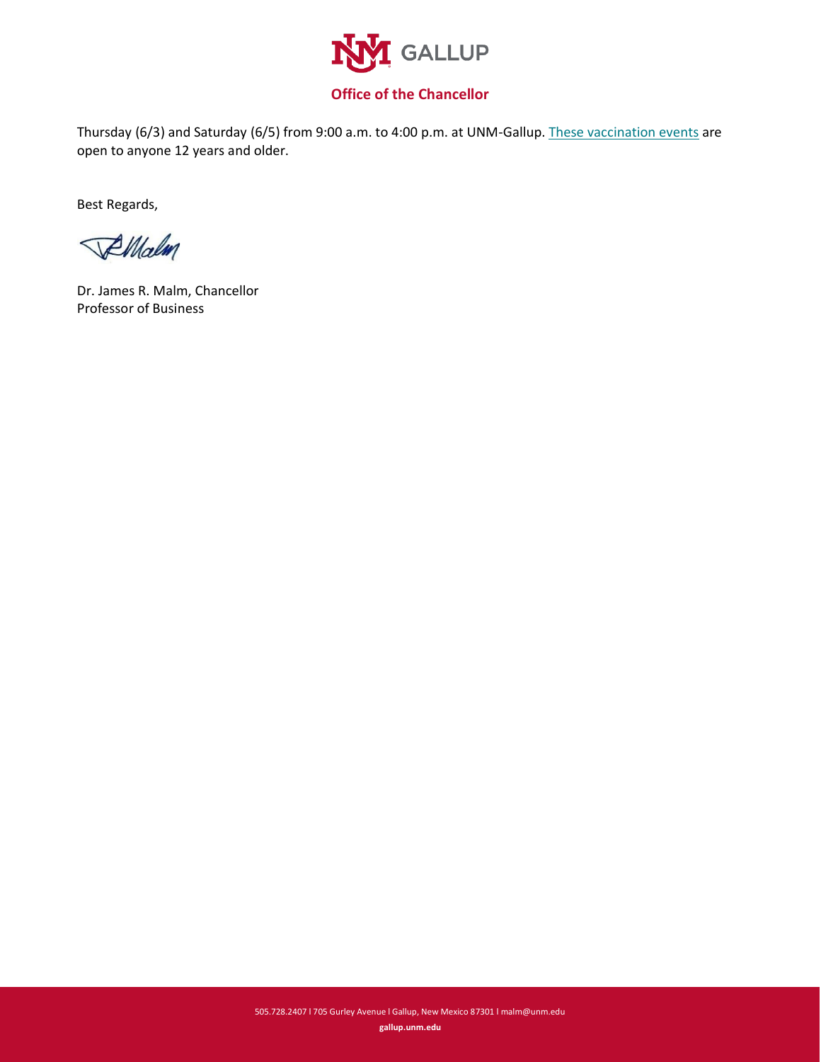Thursday (6/3) and Saturday (6/5) from 9:00 a.m. to 4:00 p.m. at UNM-Gallup. These vaccination events are open to anyone 12 years and older.

Best Regards,

Dr. James R. Malm, Chancellor
Professor of Business